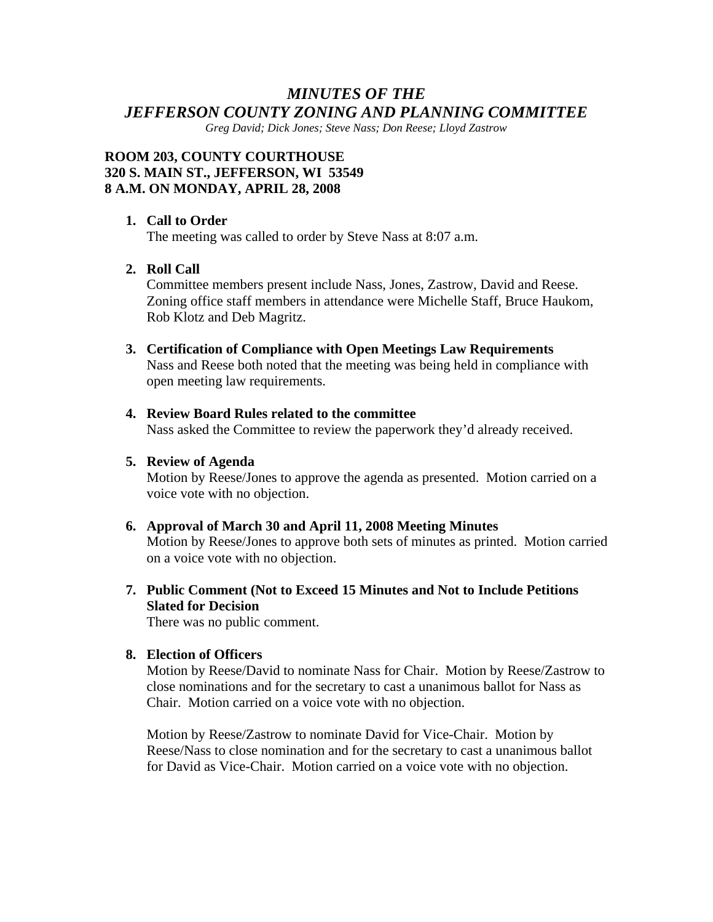# *MINUTES OF THE JEFFERSON COUNTY ZONING AND PLANNING COMMITTEE*

*Greg David; Dick Jones; Steve Nass; Don Reese; Lloyd Zastrow*

**ROOM 203, COUNTY COURTHOUSE**
**320 S. MAIN ST., JEFFERSON, WI 53549**
**8 A.M. ON MONDAY, APRIL 28, 2008**

1. **Call to Order**
   The meeting was called to order by Steve Nass at 8:07 a.m.

2. **Roll Call**
   Committee members present include Nass, Jones, Zastrow, David and Reese. Zoning office staff members in attendance were Michelle Staff, Bruce Haukom, Rob Klotz and Deb Magritz.

3. **Certification of Compliance with Open Meetings Law Requirements**
   Nass and Reese both noted that the meeting was being held in compliance with open meeting law requirements.

4. **Review Board Rules related to the committee**
   Nass asked the Committee to review the paperwork they'd already received.

5. **Review of Agenda**
   Motion by Reese/Jones to approve the agenda as presented. Motion carried on a voice vote with no objection.

6. **Approval of March 30 and April 11, 2008 Meeting Minutes**
   Motion by Reese/Jones to approve both sets of minutes as printed. Motion carried on a voice vote with no objection.

7. **Public Comment (Not to Exceed 15 Minutes and Not to Include Petitions Slated for Decision**
   There was no public comment.

8. **Election of Officers**
   Motion by Reese/David to nominate Nass for Chair. Motion by Reese/Zastrow to close nominations and for the secretary to cast a unanimous ballot for Nass as Chair. Motion carried on a voice vote with no objection.

   Motion by Reese/Zastrow to nominate David for Vice-Chair. Motion by Reese/Nass to close nomination and for the secretary to cast a unanimous ballot for David as Vice-Chair. Motion carried on a voice vote with no objection.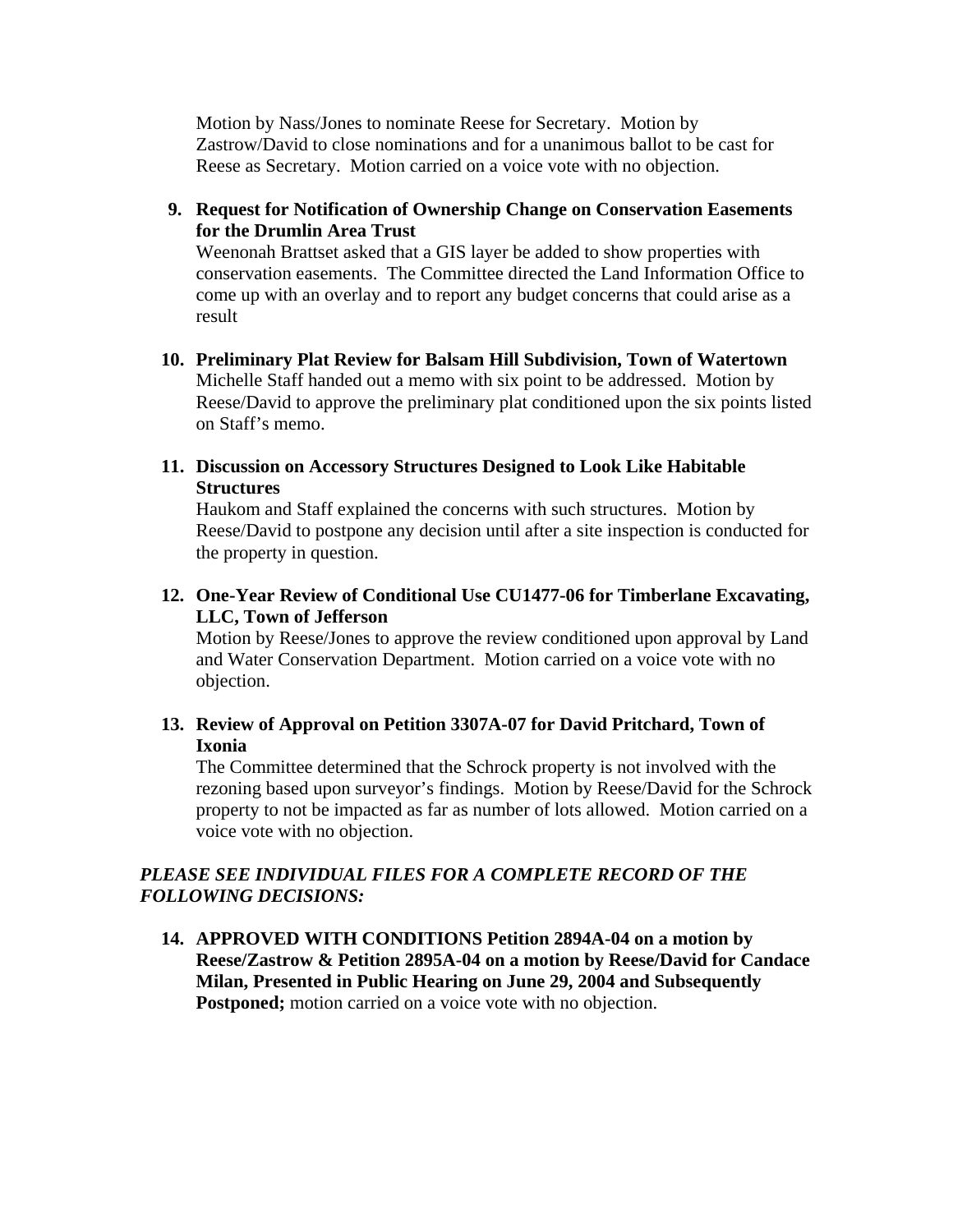Motion by Nass/Jones to nominate Reese for Secretary. Motion by Zastrow/David to close nominations and for a unanimous ballot to be cast for Reese as Secretary. Motion carried on a voice vote with no objection.

9. **Request for Notification of Ownership Change on Conservation Easements for the Drumlin Area Trust**
   Weenonah Brattset asked that a GIS layer be added to show properties with conservation easements. The Committee directed the Land Information Office to come up with an overlay and to report any budget concerns that could arise as a result

10. **Preliminary Plat Review for Balsam Hill Subdivision, Town of Watertown**
    Michelle Staff handed out a memo with six point to be addressed. Motion by Reese/David to approve the preliminary plat conditioned upon the six points listed on Staff's memo.

11. **Discussion on Accessory Structures Designed to Look Like Habitable Structures**
    Haukom and Staff explained the concerns with such structures. Motion by Reese/David to postpone any decision until after a site inspection is conducted for the property in question.

12. **One-Year Review of Conditional Use CU1477-06 for Timberlane Excavating, LLC, Town of Jefferson**
    Motion by Reese/Jones to approve the review conditioned upon approval by Land and Water Conservation Department. Motion carried on a voice vote with no objection.

13. **Review of Approval on Petition 3307A-07 for David Pritchard, Town of Ixonia**
    The Committee determined that the Schrock property is not involved with the rezoning based upon surveyor's findings. Motion by Reese/David for the Schrock property to not be impacted as far as number of lots allowed. Motion carried on a voice vote with no objection.

***PLEASE SEE INDIVIDUAL FILES FOR A COMPLETE RECORD OF THE FOLLOWING DECISIONS:***

14. **APPROVED WITH CONDITIONS Petition 2894A-04 on a motion by Reese/Zastrow & Petition 2895A-04 on a motion by Reese/David for Candace Milan, Presented in Public Hearing on June 29, 2004 and Subsequently Postponed;** motion carried on a voice vote with no objection.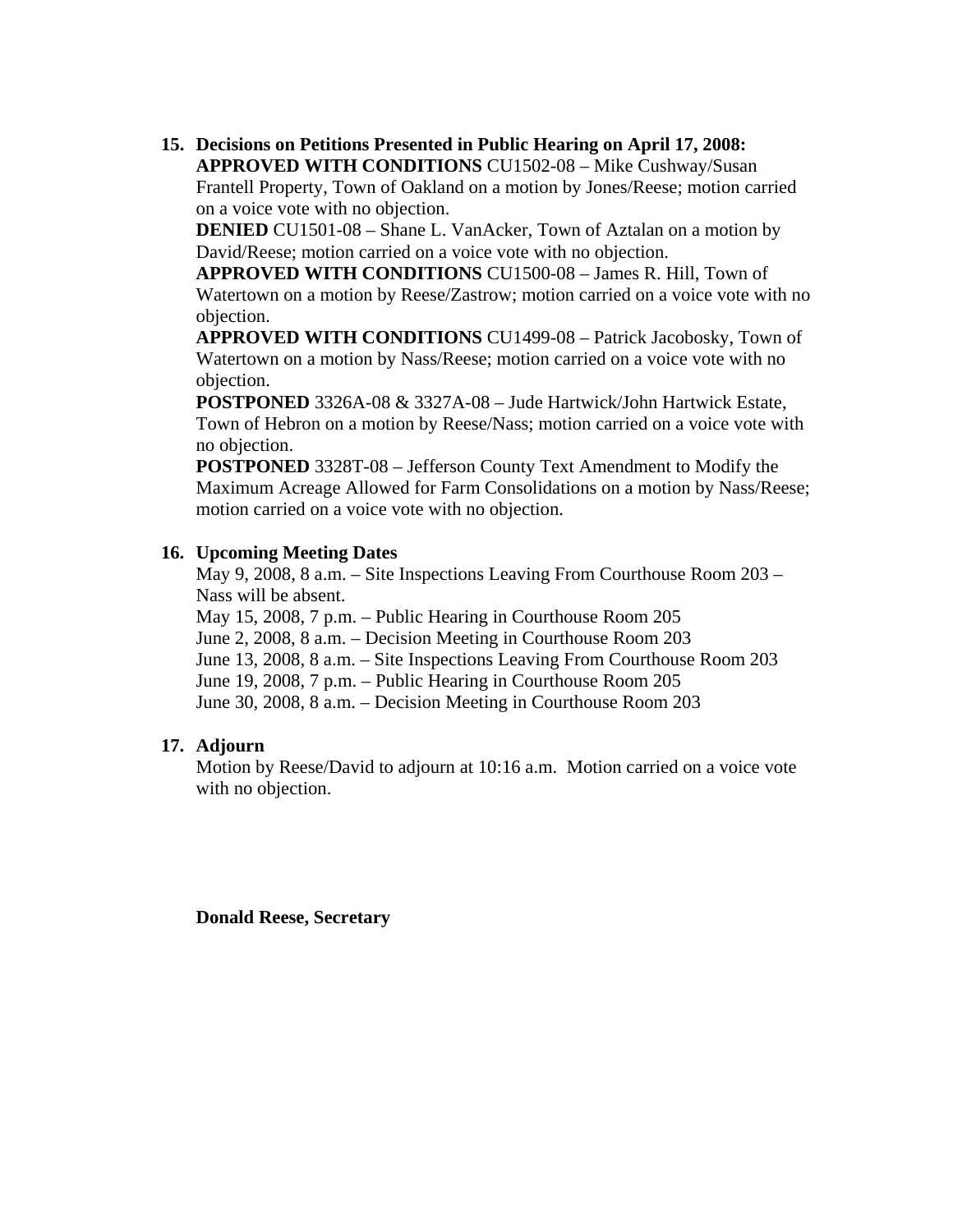15. **Decisions on Petitions Presented in Public Hearing on April 17, 2008:**
    **APPROVED WITH CONDITIONS** CU1502-08 – Mike Cushway/Susan Frantell Property, Town of Oakland on a motion by Jones/Reese; motion carried on a voice vote with no objection.
    **DENIED** CU1501-08 – Shane L. VanAcker, Town of Aztalan on a motion by David/Reese; motion carried on a voice vote with no objection.
    **APPROVED WITH CONDITIONS** CU1500-08 – James R. Hill, Town of Watertown on a motion by Reese/Zastrow; motion carried on a voice vote with no objection.
    **APPROVED WITH CONDITIONS** CU1499-08 – Patrick Jacobosky, Town of Watertown on a motion by Nass/Reese; motion carried on a voice vote with no objection.
    **POSTPONED** 3326A-08 & 3327A-08 – Jude Hartwick/John Hartwick Estate, Town of Hebron on a motion by Reese/Nass; motion carried on a voice vote with no objection.
    **POSTPONED** 3328T-08 – Jefferson County Text Amendment to Modify the Maximum Acreage Allowed for Farm Consolidations on a motion by Nass/Reese; motion carried on a voice vote with no objection.

16. **Upcoming Meeting Dates**
    May 9, 2008, 8 a.m. – Site Inspections Leaving From Courthouse Room 203 – Nass will be absent.
    May 15, 2008, 7 p.m. – Public Hearing in Courthouse Room 205
    June 2, 2008, 8 a.m. – Decision Meeting in Courthouse Room 203
    June 13, 2008, 8 a.m. – Site Inspections Leaving From Courthouse Room 203
    June 19, 2008, 7 p.m. – Public Hearing in Courthouse Room 205
    June 30, 2008, 8 a.m. – Decision Meeting in Courthouse Room 203

17. **Adjourn**
    Motion by Reese/David to adjourn at 10:16 a.m. Motion carried on a voice vote with no objection.

**Donald Reese, Secretary**